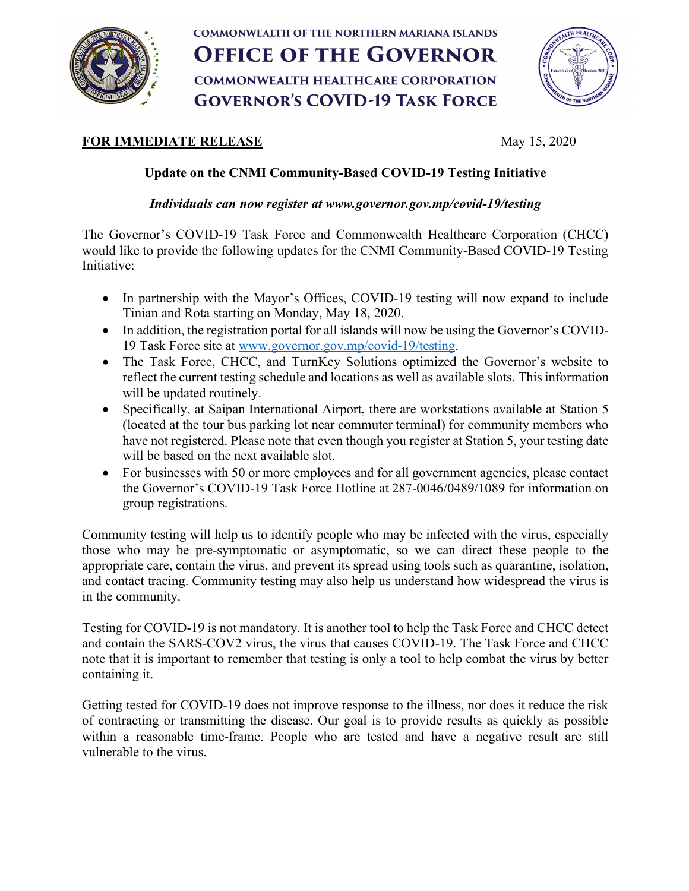COMMONWEALTH OF THE NORTHERN MARIANA ISLANDS

# OFFICE OF THE GOVERNOR

COMMONWEALTH HEALTHCARE CORPORATION

## GOVERNOR'S COVID-19 TASK FORCE

**FOR IMMEDIATE RELEASE** May 15, 2020

### Update on the CNMI Community-Based COVID-19 Testing Initiative

***Individuals can now register at www.governor.gov.mp/covid-19/testing***

The Governor's COVID-19 Task Force and Commonwealth Healthcare Corporation (CHCC) would like to provide the following updates for the CNMI Community-Based COVID-19 Testing Initiative:

- In partnership with the Mayor's Offices, COVID-19 testing will now expand to include Tinian and Rota starting on Monday, May 18, 2020.
- In addition, the registration portal for all islands will now be using the Governor's COVID-19 Task Force site at www.governor.gov.mp/covid-19/testing.
- The Task Force, CHCC, and TurnKey Solutions optimized the Governor's website to reflect the current testing schedule and locations as well as available slots. This information will be updated routinely.
- Specifically, at Saipan International Airport, there are workstations available at Station 5 (located at the tour bus parking lot near commuter terminal) for community members who have not registered. Please note that even though you register at Station 5, your testing date will be based on the next available slot.
- For businesses with 50 or more employees and for all government agencies, please contact the Governor's COVID-19 Task Force Hotline at 287-0046/0489/1089 for information on group registrations.

Community testing will help us to identify people who may be infected with the virus, especially those who may be pre-symptomatic or asymptomatic, so we can direct these people to the appropriate care, contain the virus, and prevent its spread using tools such as quarantine, isolation, and contact tracing. Community testing may also help us understand how widespread the virus is in the community.

Testing for COVID-19 is not mandatory. It is another tool to help the Task Force and CHCC detect and contain the SARS-COV2 virus, the virus that causes COVID-19. The Task Force and CHCC note that it is important to remember that testing is only a tool to help combat the virus by better containing it.

Getting tested for COVID-19 does not improve response to the illness, nor does it reduce the risk of contracting or transmitting the disease. Our goal is to provide results as quickly as possible within a reasonable time-frame. People who are tested and have a negative result are still vulnerable to the virus.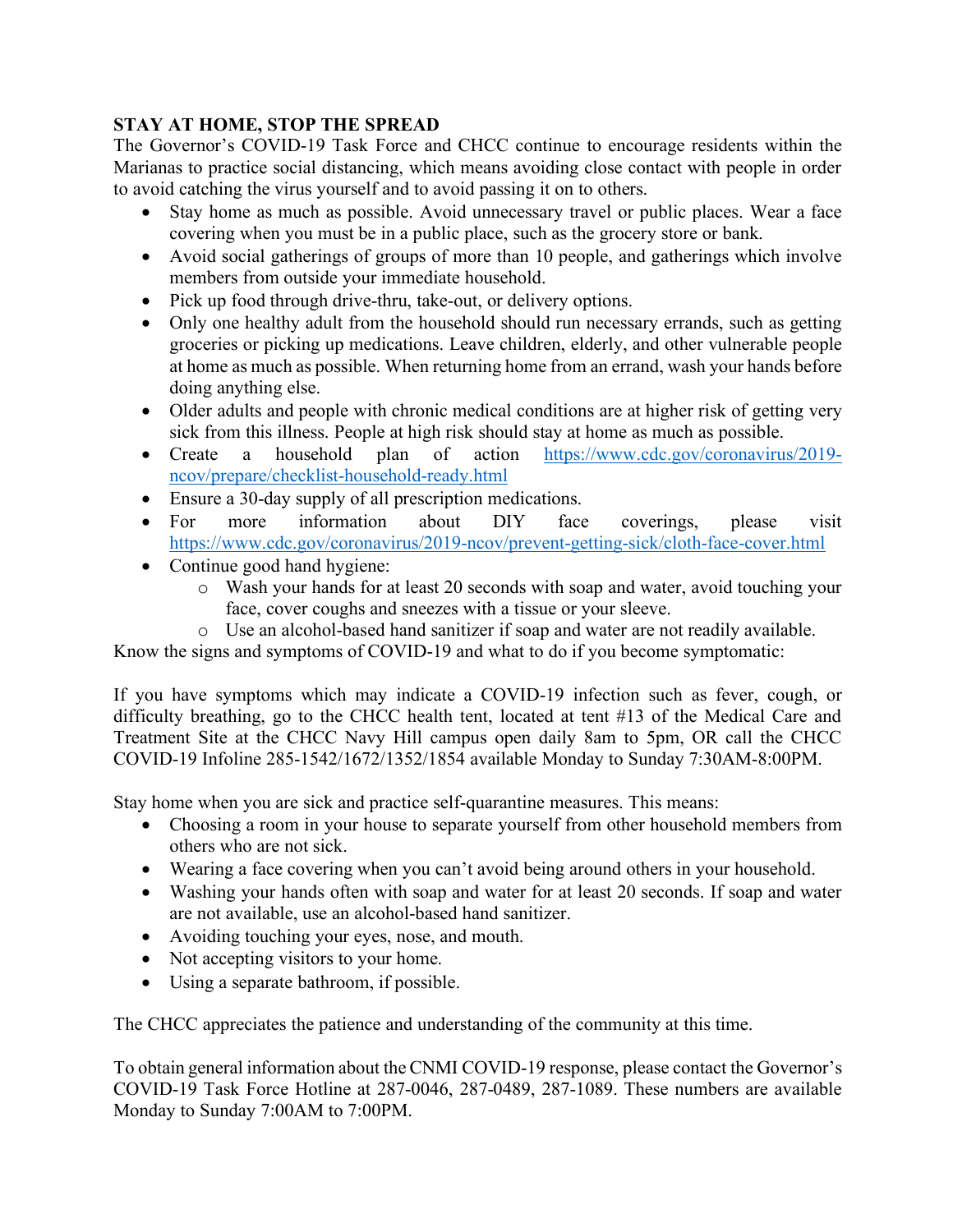**STAY AT HOME, STOP THE SPREAD**

The Governor's COVID-19 Task Force and CHCC continue to encourage residents within the Marianas to practice social distancing, which means avoiding close contact with people in order to avoid catching the virus yourself and to avoid passing it on to others.

- Stay home as much as possible. Avoid unnecessary travel or public places. Wear a face covering when you must be in a public place, such as the grocery store or bank.
- Avoid social gatherings of groups of more than 10 people, and gatherings which involve members from outside your immediate household.
- Pick up food through drive-thru, take-out, or delivery options.
- Only one healthy adult from the household should run necessary errands, such as getting groceries or picking up medications. Leave children, elderly, and other vulnerable people at home as much as possible. When returning home from an errand, wash your hands before doing anything else.
- Older adults and people with chronic medical conditions are at higher risk of getting very sick from this illness. People at high risk should stay at home as much as possible.
- Create a household plan of action https://www.cdc.gov/coronavirus/2019-ncov/prepare/checklist-household-ready.html
- Ensure a 30-day supply of all prescription medications.
- For more information about DIY face coverings, please visit https://www.cdc.gov/coronavirus/2019-ncov/prevent-getting-sick/cloth-face-cover.html
- Continue good hand hygiene:
  - Wash your hands for at least 20 seconds with soap and water, avoid touching your face, cover coughs and sneezes with a tissue or your sleeve.
  - Use an alcohol-based hand sanitizer if soap and water are not readily available.

Know the signs and symptoms of COVID-19 and what to do if you become symptomatic:

If you have symptoms which may indicate a COVID-19 infection such as fever, cough, or difficulty breathing, go to the CHCC health tent, located at tent #13 of the Medical Care and Treatment Site at the CHCC Navy Hill campus open daily 8am to 5pm, OR call the CHCC COVID-19 Infoline 285-1542/1672/1352/1854 available Monday to Sunday 7:30AM-8:00PM.

Stay home when you are sick and practice self-quarantine measures. This means:

- Choosing a room in your house to separate yourself from other household members from others who are not sick.
- Wearing a face covering when you can't avoid being around others in your household.
- Washing your hands often with soap and water for at least 20 seconds. If soap and water are not available, use an alcohol-based hand sanitizer.
- Avoiding touching your eyes, nose, and mouth.
- Not accepting visitors to your home.
- Using a separate bathroom, if possible.

The CHCC appreciates the patience and understanding of the community at this time.

To obtain general information about the CNMI COVID-19 response, please contact the Governor's COVID-19 Task Force Hotline at 287-0046, 287-0489, 287-1089. These numbers are available Monday to Sunday 7:00AM to 7:00PM.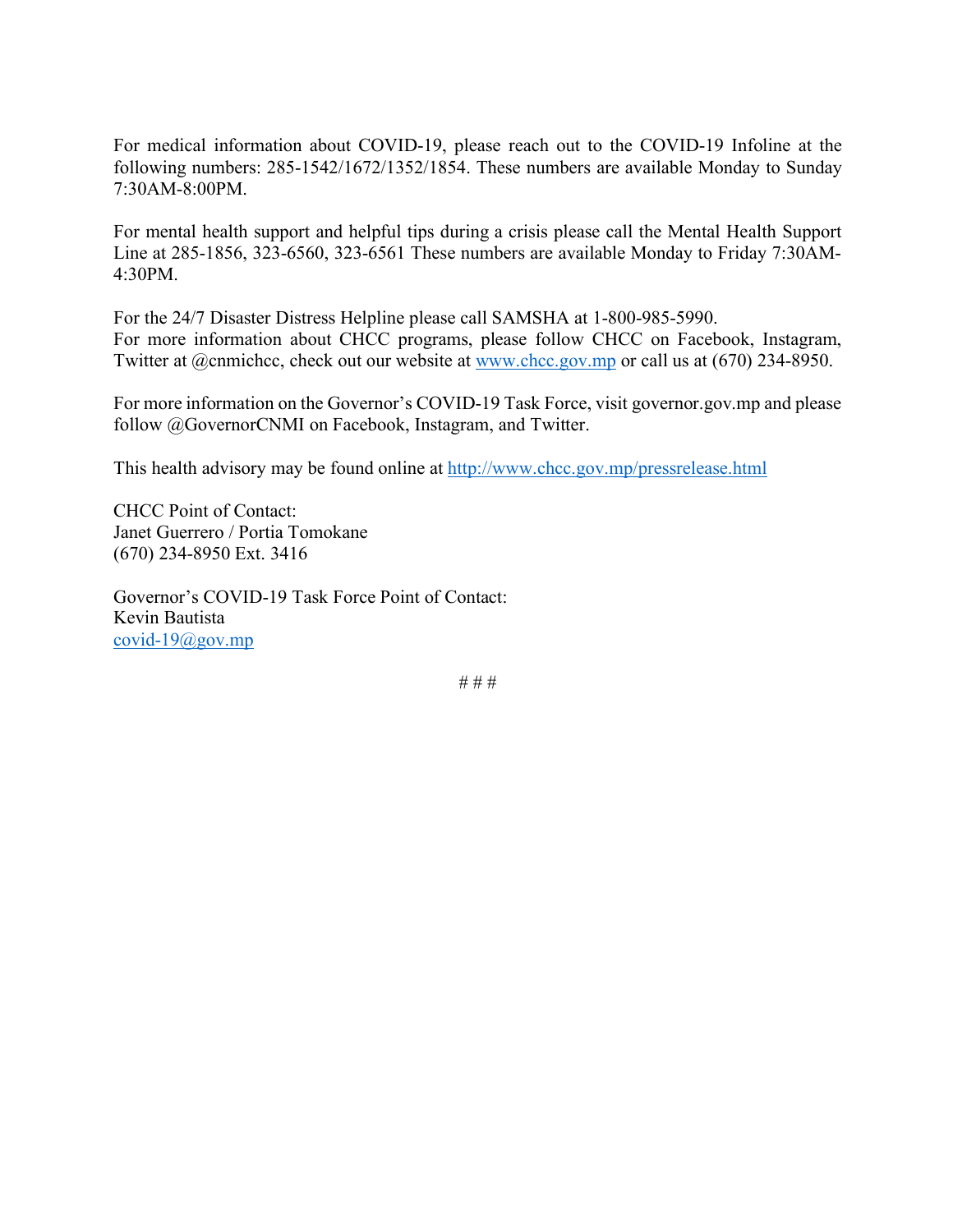For medical information about COVID-19, please reach out to the COVID-19 Infoline at the following numbers: 285-1542/1672/1352/1854. These numbers are available Monday to Sunday 7:30AM-8:00PM.

For mental health support and helpful tips during a crisis please call the Mental Health Support Line at 285-1856, 323-6560, 323-6561 These numbers are available Monday to Friday 7:30AM-4:30PM.

For the 24/7 Disaster Distress Helpline please call SAMSHA at 1-800-985-5990.
For more information about CHCC programs, please follow CHCC on Facebook, Instagram, Twitter at @cnmichcc, check out our website at www.chcc.gov.mp or call us at (670) 234-8950.

For more information on the Governor's COVID-19 Task Force, visit governor.gov.mp and please follow @GovernorCNMI on Facebook, Instagram, and Twitter.

This health advisory may be found online at http://www.chcc.gov.mp/pressrelease.html

CHCC Point of Contact:
Janet Guerrero / Portia Tomokane
(670) 234-8950 Ext. 3416

Governor's COVID-19 Task Force Point of Contact:
Kevin Bautista
covid-19@gov.mp

# # #